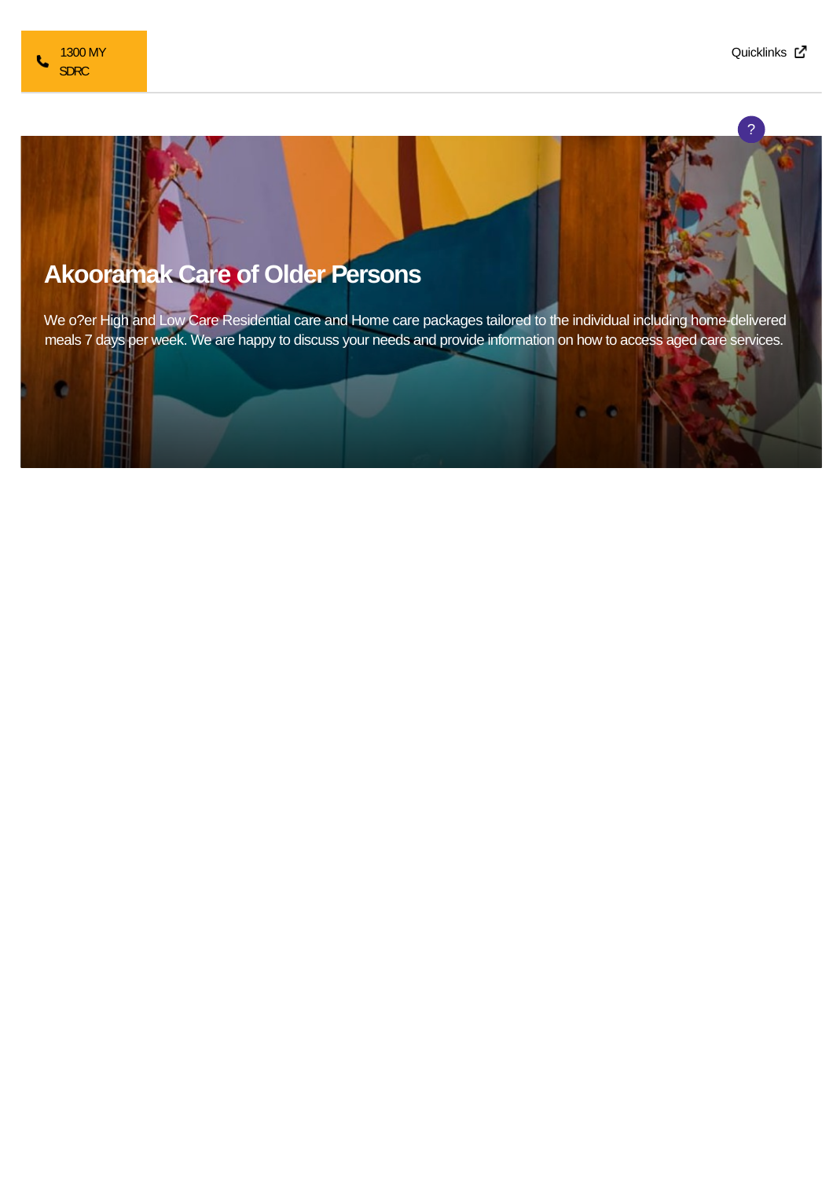1300 MY SDRC

Quicklinks

?

# Akooramak Care of Older Persons

We o?er High and Low Care Residential care and Home care packages tailored to the individual including home-delivered meals 7 days per week. We are happy to discuss your needs and provide information on how to access aged care services.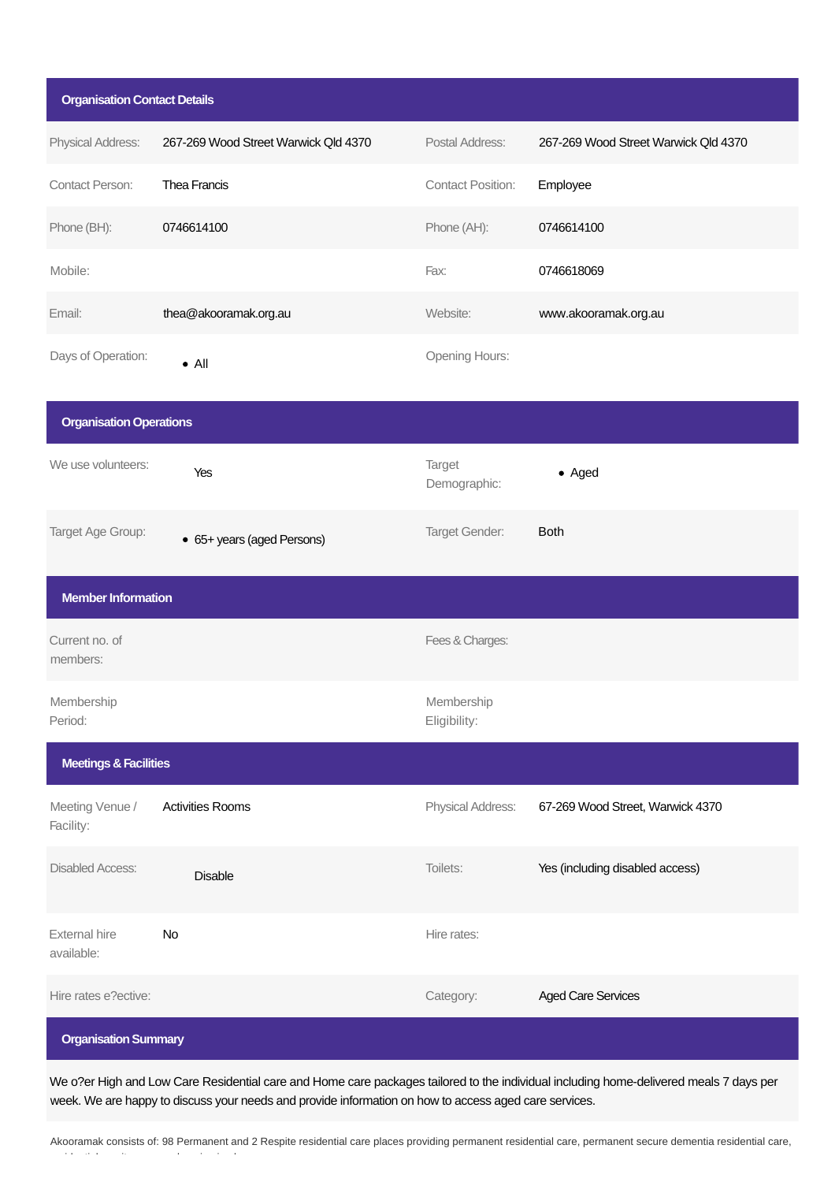## Organisation Contact Details

| | | | |
|---|---|---|---|
| Physical Address: | 267-269 Wood Street Warwick Qld 4370 | Postal Address: | 267-269 Wood Street Warwick Qld 4370 |
| Contact Person: | Thea Francis | Contact Position: | Employee |
| Phone (BH): | 0746614100 | Phone (AH): | 0746614100 |
| Mobile: | | Fax: | 0746618069 |
| Email: | thea@akooramak.org.au | Website: | www.akooramak.org.au |
| Days of Operation: | • All | Opening Hours: | |

## Organisation Operations

| | | | |
|---|---|---|---|
| We use volunteers: | Yes | Target Demographic: | • Aged |
| Target Age Group: | • 65+ years (aged Persons) | Target Gender: | Both |

## Member Information

| | | | |
|---|---|---|---|
| Current no. of members: | | Fees & Charges: | |
| Membership Period: | | Membership Eligibility: | |

## Meetings & Facilities

| | | | |
|---|---|---|---|
| Meeting Venue / Facility: | Activities Rooms | Physical Address: | 67-269 Wood Street, Warwick 4370 |
| Disabled Access: | Disable | Toilets: | Yes (including disabled access) |
| External hire available: | No | Hire rates: | |
| Hire rates e?ective: | | Category: | Aged Care Services |

## Organisation Summary

We o?er High and Low Care Residential care and Home care packages tailored to the individual including home-delivered meals 7 days per week. We are happy to discuss your needs and provide information on how to access aged care services.

Akooramak consists of: 98 Permanent and 2 Respite residential care places providing permanent residential care, permanent secure dementia residential care,